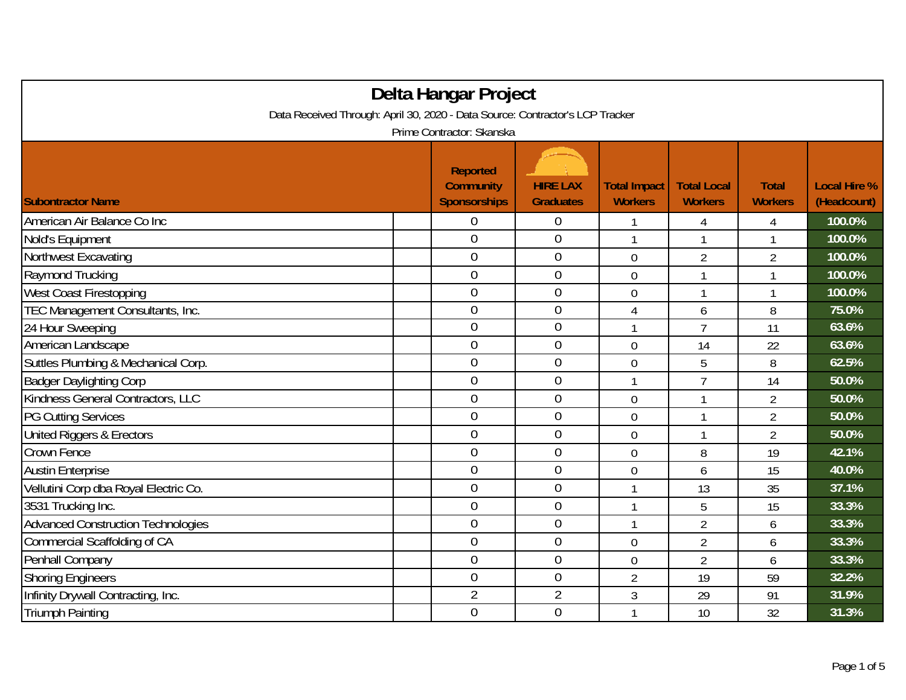# Delta Hangar Project

Data Received Through: April 30, 2020 - Data Source: Contractor's LCP Tracker

Prime Contractor: Skanska

| Subontractor Name | Reported Community Sponsorships | HIRE LAX Graduates | Total Impact Workers | Total Local Workers | Total Workers | Local Hire % (Headcount) |
|---|---|---|---|---|---|---|
| American Air Balance Co Inc | 0 | 0 | 1 | 4 | 4 | 100.0% |
| Nold's Equipment | 0 | 0 | 1 | 1 | 1 | 100.0% |
| Northwest Excavating | 0 | 0 | 0 | 2 | 2 | 100.0% |
| Raymond Trucking | 0 | 0 | 0 | 1 | 1 | 100.0% |
| West Coast Firestopping | 0 | 0 | 0 | 1 | 1 | 100.0% |
| TEC Management Consultants, Inc. | 0 | 0 | 4 | 6 | 8 | 75.0% |
| 24 Hour Sweeping | 0 | 0 | 1 | 7 | 11 | 63.6% |
| American Landscape | 0 | 0 | 0 | 14 | 22 | 63.6% |
| Suttles Plumbing & Mechanical Corp. | 0 | 0 | 0 | 5 | 8 | 62.5% |
| Badger Daylighting Corp | 0 | 0 | 1 | 7 | 14 | 50.0% |
| Kindness General Contractors, LLC | 0 | 0 | 0 | 1 | 2 | 50.0% |
| PG Cutting Services | 0 | 0 | 0 | 1 | 2 | 50.0% |
| United Riggers & Erectors | 0 | 0 | 0 | 1 | 2 | 50.0% |
| Crown Fence | 0 | 0 | 0 | 8 | 19 | 42.1% |
| Austin Enterprise | 0 | 0 | 0 | 6 | 15 | 40.0% |
| Vellutini Corp dba Royal Electric Co. | 0 | 0 | 1 | 13 | 35 | 37.1% |
| 3531 Trucking Inc. | 0 | 0 | 1 | 5 | 15 | 33.3% |
| Advanced Construction Technologies | 0 | 0 | 1 | 2 | 6 | 33.3% |
| Commercial Scaffolding of CA | 0 | 0 | 0 | 2 | 6 | 33.3% |
| Penhall Company | 0 | 0 | 0 | 2 | 6 | 33.3% |
| Shoring Engineers | 0 | 0 | 2 | 19 | 59 | 32.2% |
| Infinity Drywall Contracting, Inc. | 2 | 2 | 3 | 29 | 91 | 31.9% |
| Triumph Painting | 0 | 0 | 1 | 10 | 32 | 31.3% |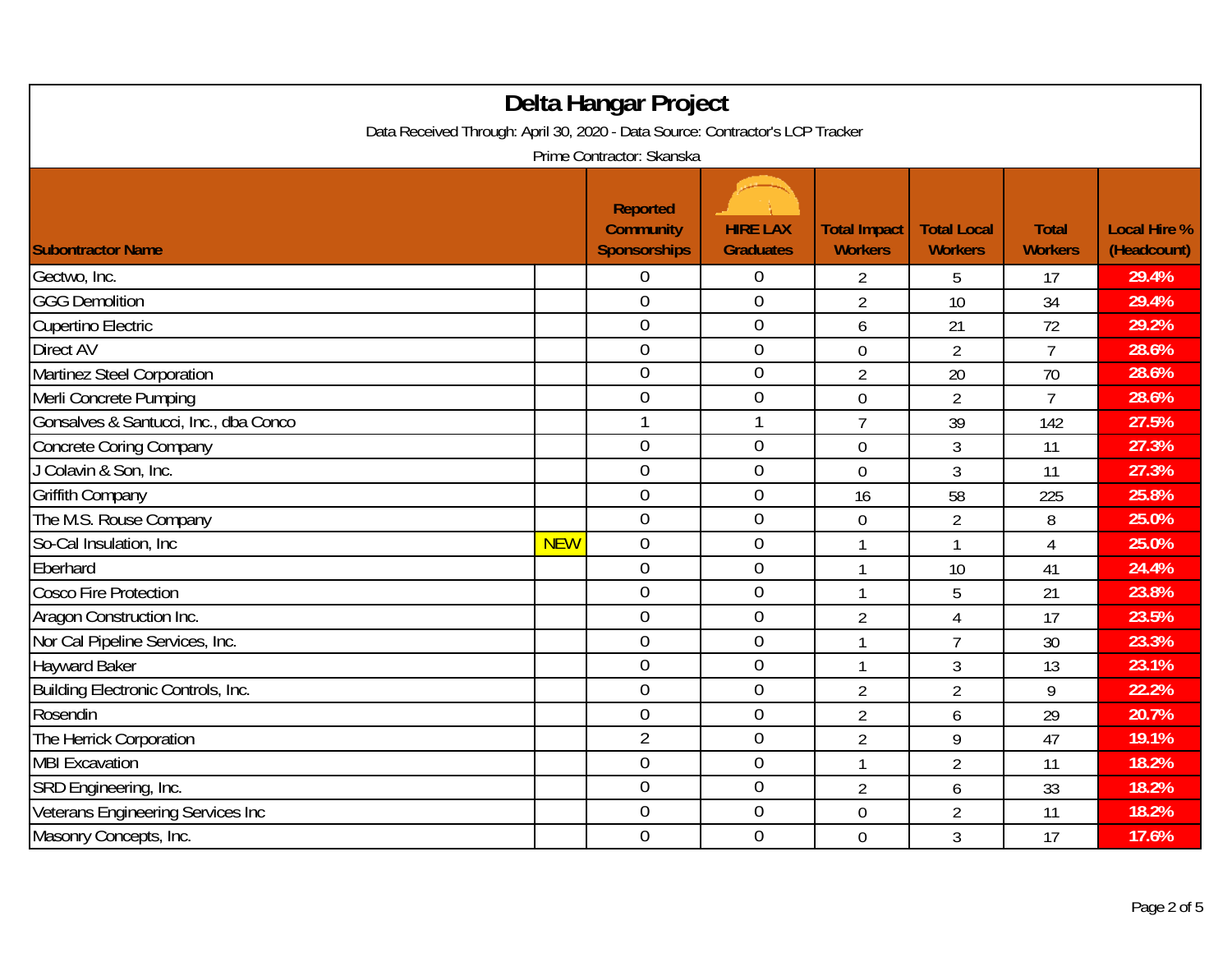# Delta Hangar Project

Data Received Through: April 30, 2020 - Data Source: Contractor's LCP Tracker

Prime Contractor: Skanska

| Subontractor Name | | Reported Community Sponsorships | HIRE LAX Graduates | Total Impact Workers | Total Local Workers | Total Workers | Local Hire % (Headcount) |
|---|---|---|---|---|---|---|---|
| Gectwo, Inc. | | 0 | 0 | 2 | 5 | 17 | 29.4% |
| GGG Demolition | | 0 | 0 | 2 | 10 | 34 | 29.4% |
| Cupertino Electric | | 0 | 0 | 6 | 21 | 72 | 29.2% |
| Direct AV | | 0 | 0 | 0 | 2 | 7 | 28.6% |
| Martinez Steel Corporation | | 0 | 0 | 2 | 20 | 70 | 28.6% |
| Merli Concrete Pumping | | 0 | 0 | 0 | 2 | 7 | 28.6% |
| Gonsalves & Santucci, Inc., dba Conco | | 1 | 1 | 7 | 39 | 142 | 27.5% |
| Concrete Coring Company | | 0 | 0 | 0 | 3 | 11 | 27.3% |
| J Colavin & Son, Inc. | | 0 | 0 | 0 | 3 | 11 | 27.3% |
| Griffith Company | | 0 | 0 | 16 | 58 | 225 | 25.8% |
| The M.S. Rouse Company | | 0 | 0 | 0 | 2 | 8 | 25.0% |
| So-Cal Insulation, Inc | NEW | 0 | 0 | 1 | 1 | 4 | 25.0% |
| Eberhard | | 0 | 0 | 1 | 10 | 41 | 24.4% |
| Cosco Fire Protection | | 0 | 0 | 1 | 5 | 21 | 23.8% |
| Aragon Construction Inc. | | 0 | 0 | 2 | 4 | 17 | 23.5% |
| Nor Cal Pipeline Services, Inc. | | 0 | 0 | 1 | 7 | 30 | 23.3% |
| Hayward Baker | | 0 | 0 | 1 | 3 | 13 | 23.1% |
| Building Electronic Controls, Inc. | | 0 | 0 | 2 | 2 | 9 | 22.2% |
| Rosendin | | 0 | 0 | 2 | 6 | 29 | 20.7% |
| The Herrick Corporation | | 2 | 0 | 2 | 9 | 47 | 19.1% |
| MBI Excavation | | 0 | 0 | 1 | 2 | 11 | 18.2% |
| SRD Engineering, Inc. | | 0 | 0 | 2 | 6 | 33 | 18.2% |
| Veterans Engineering Services Inc | | 0 | 0 | 0 | 2 | 11 | 18.2% |
| Masonry Concepts, Inc. | | 0 | 0 | 0 | 3 | 17 | 17.6% |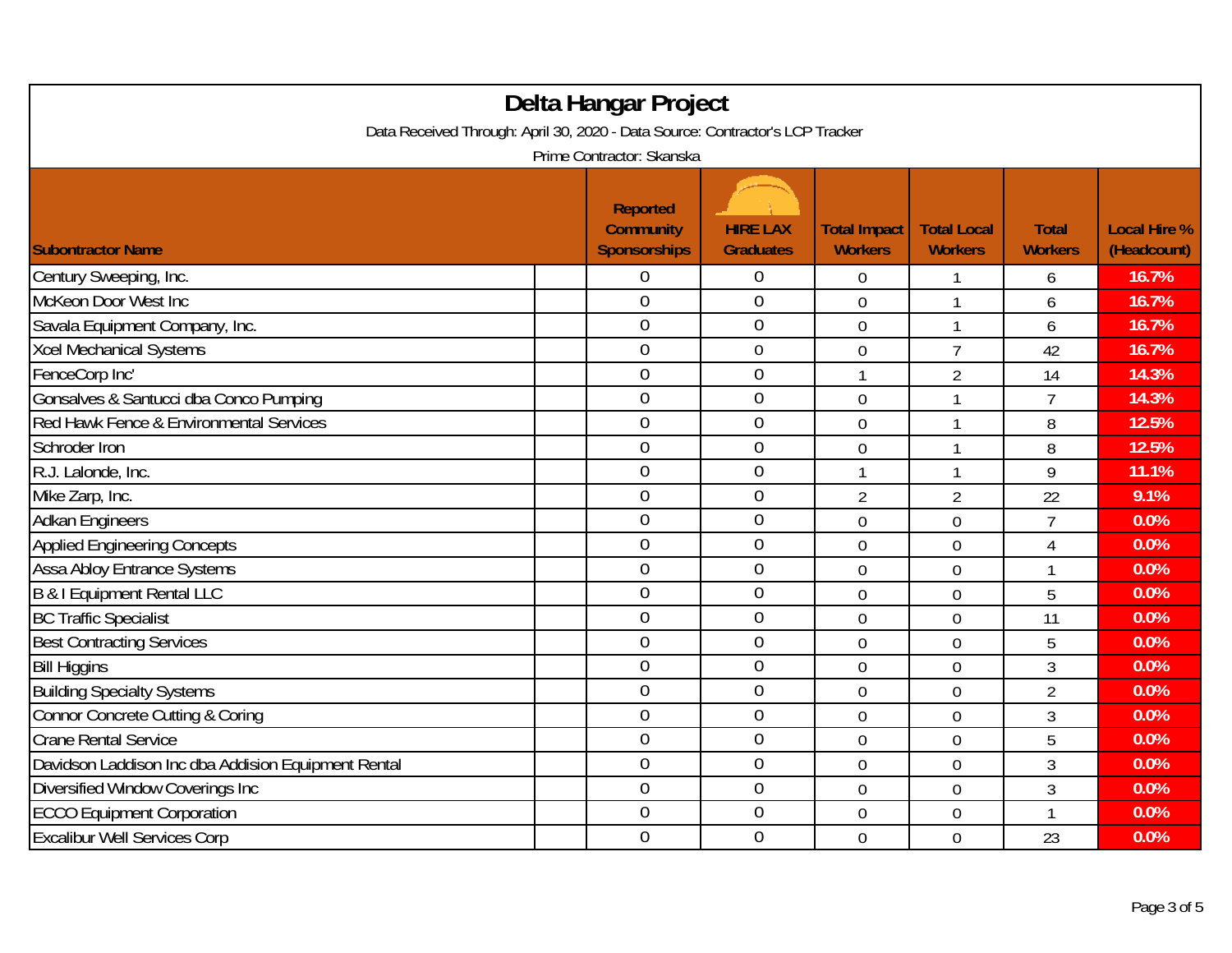# Delta Hangar Project

Data Received Through: April 30, 2020 - Data Source: Contractor's LCP Tracker

Prime Contractor: Skanska

| Subontractor Name | | Reported Community Sponsorships | HIRE LAX Graduates | Total Impact Workers | Total Local Workers | Total Workers | Local Hire % (Headcount) |
|---|---|---|---|---|---|---|---|
| Century Sweeping, Inc. | | 0 | 0 | 0 | 1 | 6 | 16.7% |
| McKeon Door West Inc | | 0 | 0 | 0 | 1 | 6 | 16.7% |
| Savala Equipment Company, Inc. | | 0 | 0 | 0 | 1 | 6 | 16.7% |
| Xcel Mechanical Systems | | 0 | 0 | 0 | 7 | 42 | 16.7% |
| FenceCorp Inc' | | 0 | 0 | 1 | 2 | 14 | 14.3% |
| Gonsalves & Santucci dba Conco Pumping | | 0 | 0 | 0 | 1 | 7 | 14.3% |
| Red Hawk Fence & Environmental Services | | 0 | 0 | 0 | 1 | 8 | 12.5% |
| Schroder Iron | | 0 | 0 | 0 | 1 | 8 | 12.5% |
| R.J. Lalonde, Inc. | | 0 | 0 | 1 | 1 | 9 | 11.1% |
| Mike Zarp, Inc. | | 0 | 0 | 2 | 2 | 22 | 9.1% |
| Adkan Engineers | | 0 | 0 | 0 | 0 | 7 | 0.0% |
| Applied Engineering Concepts | | 0 | 0 | 0 | 0 | 4 | 0.0% |
| Assa Abloy Entrance Systems | | 0 | 0 | 0 | 0 | 1 | 0.0% |
| B & I Equipment Rental LLC | | 0 | 0 | 0 | 0 | 5 | 0.0% |
| BC Traffic Specialist | | 0 | 0 | 0 | 0 | 11 | 0.0% |
| Best Contracting Services | | 0 | 0 | 0 | 0 | 5 | 0.0% |
| Bill Higgins | | 0 | 0 | 0 | 0 | 3 | 0.0% |
| Building Specialty Systems | | 0 | 0 | 0 | 0 | 2 | 0.0% |
| Connor Concrete Cutting & Coring | | 0 | 0 | 0 | 0 | 3 | 0.0% |
| Crane Rental Service | | 0 | 0 | 0 | 0 | 5 | 0.0% |
| Davidson Laddison Inc dba Addision Equipment Rental | | 0 | 0 | 0 | 0 | 3 | 0.0% |
| Diversified Window Coverings Inc | | 0 | 0 | 0 | 0 | 3 | 0.0% |
| ECCO Equipment Corporation | | 0 | 0 | 0 | 0 | 1 | 0.0% |
| Excalibur Well Services Corp | | 0 | 0 | 0 | 0 | 23 | 0.0% |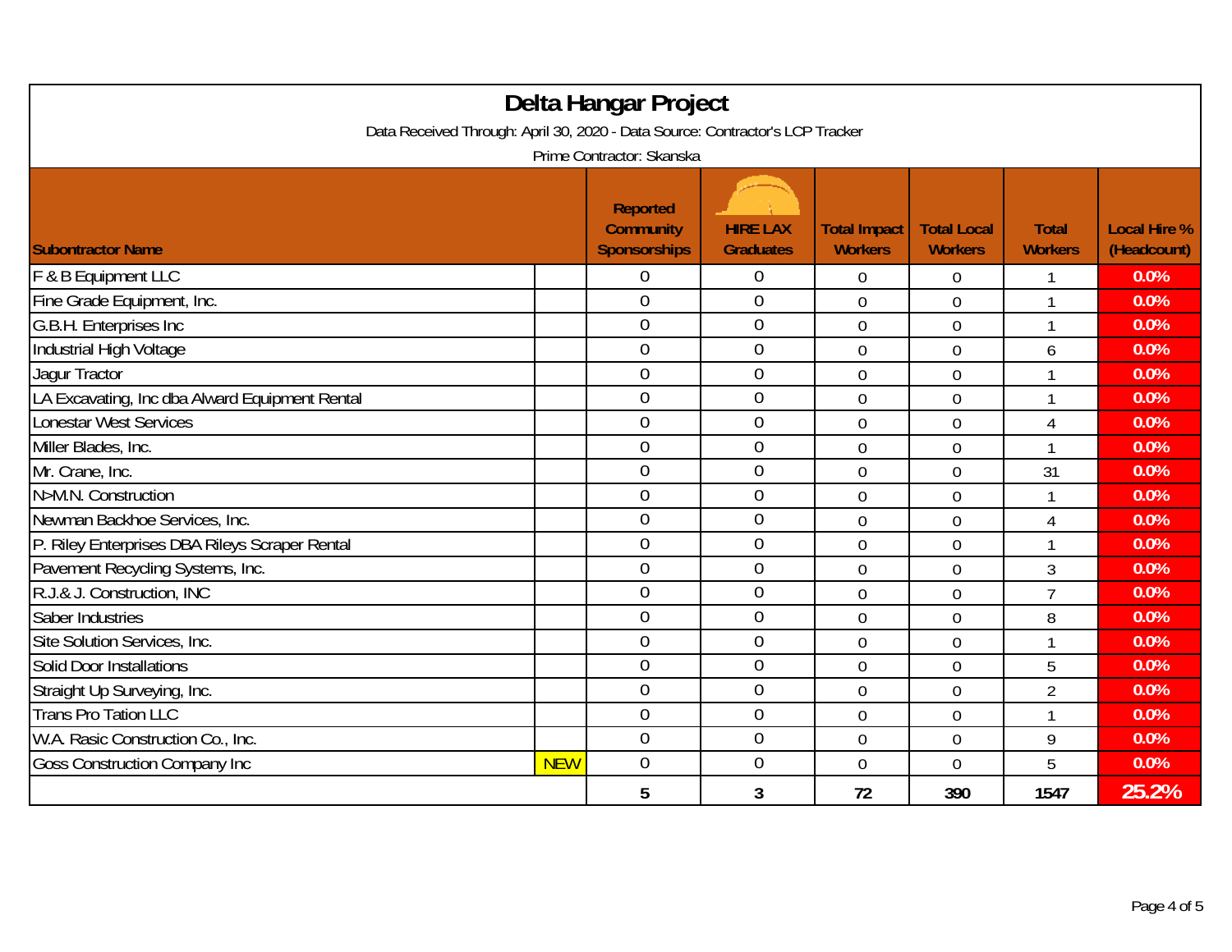# Delta Hangar Project

Data Received Through: April 30, 2020 - Data Source: Contractor's LCP Tracker

Prime Contractor: Skanska

| Subcontractor Name | | Reported Community Sponsorships | HIRE LAX Graduates | Total Impact Workers | Total Local Workers | Total Workers | Local Hire % (Headcount) |
|---|---|---|---|---|---|---|---|
| F & B Equipment LLC | | 0 | 0 | 0 | 0 | 1 | 0.0% |
| Fine Grade Equipment, Inc. | | 0 | 0 | 0 | 0 | 1 | 0.0% |
| G.B.H. Enterprises Inc | | 0 | 0 | 0 | 0 | 1 | 0.0% |
| Industrial High Voltage | | 0 | 0 | 0 | 0 | 6 | 0.0% |
| Jagur Tractor | | 0 | 0 | 0 | 0 | 1 | 0.0% |
| LA Excavating, Inc dba Alward Equipment Rental | | 0 | 0 | 0 | 0 | 1 | 0.0% |
| Lonestar West Services | | 0 | 0 | 0 | 0 | 4 | 0.0% |
| Miller Blades, Inc. | | 0 | 0 | 0 | 0 | 1 | 0.0% |
| Mr. Crane, Inc. | | 0 | 0 | 0 | 0 | 31 | 0.0% |
| N>M.N. Construction | | 0 | 0 | 0 | 0 | 1 | 0.0% |
| Newman Backhoe Services, Inc. | | 0 | 0 | 0 | 0 | 4 | 0.0% |
| P. Riley Enterprises DBA Rileys Scraper Rental | | 0 | 0 | 0 | 0 | 1 | 0.0% |
| Pavement Recycling Systems, Inc. | | 0 | 0 | 0 | 0 | 3 | 0.0% |
| R.J.& J. Construction, INC | | 0 | 0 | 0 | 0 | 7 | 0.0% |
| Saber Industries | | 0 | 0 | 0 | 0 | 8 | 0.0% |
| Site Solution Services, Inc. | | 0 | 0 | 0 | 0 | 1 | 0.0% |
| Solid Door Installations | | 0 | 0 | 0 | 0 | 5 | 0.0% |
| Straight Up Surveying, Inc. | | 0 | 0 | 0 | 0 | 2 | 0.0% |
| Trans Pro Tation LLC | | 0 | 0 | 0 | 0 | 1 | 0.0% |
| W.A. Rasic Construction Co., Inc. | | 0 | 0 | 0 | 0 | 9 | 0.0% |
| Goss Construction Company Inc | NEW | 0 | 0 | 0 | 0 | 5 | 0.0% |
| | | **5** | **3** | **72** | **390** | **1547** | **25.2%** |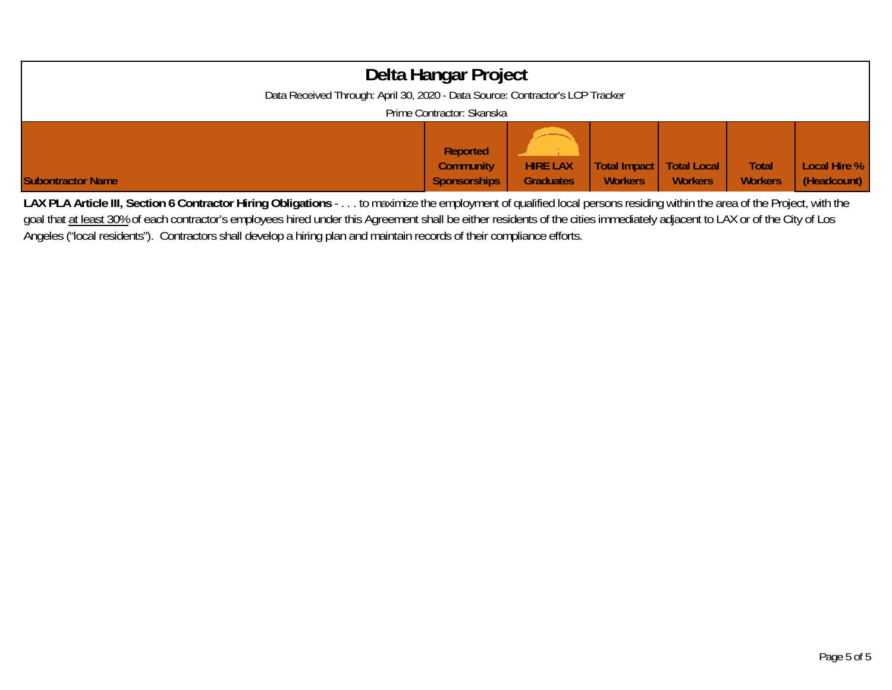# Delta Hangar Project

Data Received Through: April 30, 2020 - Data Source: Contractor's LCP Tracker

Prime Contractor: Skanska

| Subontractor Name | Reported Community Sponsorships | HIRE LAX Graduates | Total Impact Workers | Total Local Workers | Total Workers | Local Hire % (Headcount) |
|---|---|---|---|---|---|---|

**LAX PLA Article III, Section 6 Contractor Hiring Obligations** - . . . to maximize the employment of qualified local persons residing within the area of the Project, with the goal that at least 30% of each contractor's employees hired under this Agreement shall be either residents of the cities immediately adjacent to LAX or of the City of Los Angeles ("local residents"). Contractors shall develop a hiring plan and maintain records of their compliance efforts.